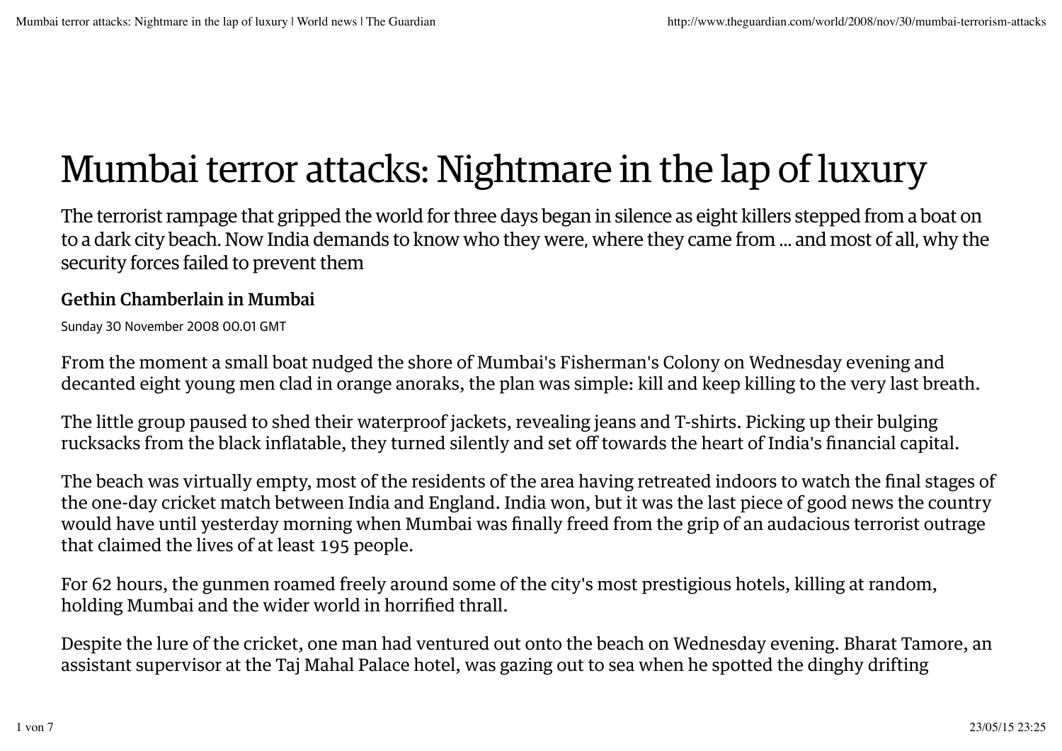# Mumbai terror attacks: Nightmare in the lap of luxury

The terrorist rampage that gripped the world for three days began in silence as eight killers stepped from a boat on to a dark city beach. Now India demands to know who they were, where they came from ... and most of all, why the security forces failed to prevent them

**Gethin Chamberlain in Mumbai**

Sunday 30 November 2008 00.01 GMT

From the moment a small boat nudged the shore of Mumbai's Fisherman's Colony on Wednesday evening and decanted eight young men clad in orange anoraks, the plan was simple: kill and keep killing to the very last breath.

The little group paused to shed their waterproof jackets, revealing jeans and T-shirts. Picking up their bulging rucksacks from the black inflatable, they turned silently and set off towards the heart of India's financial capital.

The beach was virtually empty, most of the residents of the area having retreated indoors to watch the final stages of the one-day cricket match between India and England. India won, but it was the last piece of good news the country would have until yesterday morning when Mumbai was finally freed from the grip of an audacious terrorist outrage that claimed the lives of at least 195 people.

For 62 hours, the gunmen roamed freely around some of the city's most prestigious hotels, killing at random, holding Mumbai and the wider world in horrified thrall.

Despite the lure of the cricket, one man had ventured out onto the beach on Wednesday evening. Bharat Tamore, an assistant supervisor at the Taj Mahal Palace hotel, was gazing out to sea when he spotted the dinghy drifting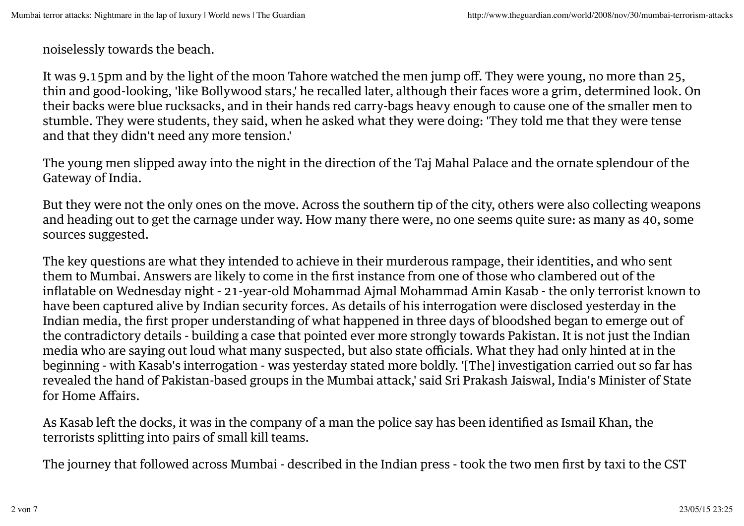noiselessly towards the beach.

It was 9.15pm and by the light of the moon Tahore watched the men jump off. They were young, no more than 25, thin and good-looking, 'like Bollywood stars,' he recalled later, although their faces wore a grim, determined look. On their backs were blue rucksacks, and in their hands red carry-bags heavy enough to cause one of the smaller men to stumble. They were students, they said, when he asked what they were doing: 'They told me that they were tense and that they didn't need any more tension.'

The young men slipped away into the night in the direction of the Taj Mahal Palace and the ornate splendour of the Gateway of India.

But they were not the only ones on the move. Across the southern tip of the city, others were also collecting weapons and heading out to get the carnage under way. How many there were, no one seems quite sure: as many as 40, some sources suggested.

The key questions are what they intended to achieve in their murderous rampage, their identities, and who sent them to Mumbai. Answers are likely to come in the first instance from one of those who clambered out of the inflatable on Wednesday night - 21-year-old Mohammad Ajmal Mohammad Amin Kasab - the only terrorist known to have been captured alive by Indian security forces. As details of his interrogation were disclosed yesterday in the Indian media, the first proper understanding of what happened in three days of bloodshed began to emerge out of the contradictory details - building a case that pointed ever more strongly towards Pakistan. It is not just the Indian media who are saying out loud what many suspected, but also state officials. What they had only hinted at in the beginning - with Kasab's interrogation - was yesterday stated more boldly. '[The] investigation carried out so far has revealed the hand of Pakistan-based groups in the Mumbai attack,' said Sri Prakash Jaiswal, India's Minister of State for Home Affairs.

As Kasab left the docks, it was in the company of a man the police say has been identified as Ismail Khan, the terrorists splitting into pairs of small kill teams.

The journey that followed across Mumbai - described in the Indian press - took the two men first by taxi to the CST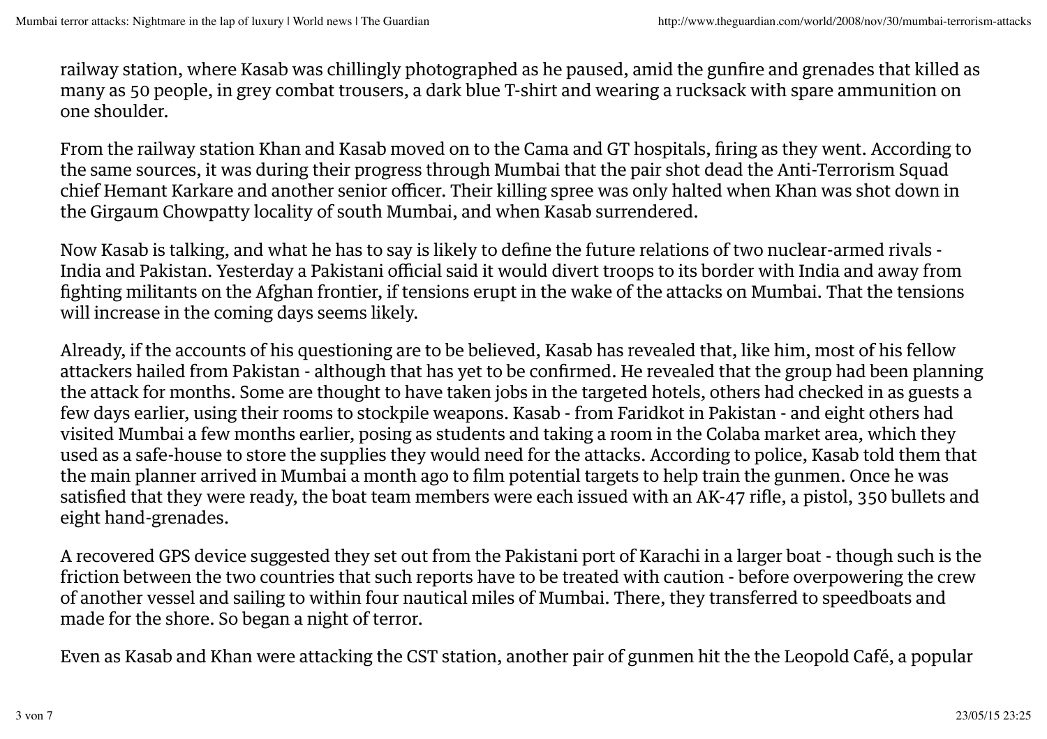railway station, where Kasab was chillingly photographed as he paused, amid the gunfire and grenades that killed as many as 50 people, in grey combat trousers, a dark blue T-shirt and wearing a rucksack with spare ammunition on one shoulder.

From the railway station Khan and Kasab moved on to the Cama and GT hospitals, firing as they went. According to the same sources, it was during their progress through Mumbai that the pair shot dead the Anti-Terrorism Squad chief Hemant Karkare and another senior officer. Their killing spree was only halted when Khan was shot down in the Girgaum Chowpatty locality of south Mumbai, and when Kasab surrendered.

Now Kasab is talking, and what he has to say is likely to define the future relations of two nuclear-armed rivals - India and Pakistan. Yesterday a Pakistani official said it would divert troops to its border with India and away from fighting militants on the Afghan frontier, if tensions erupt in the wake of the attacks on Mumbai. That the tensions will increase in the coming days seems likely.

Already, if the accounts of his questioning are to be believed, Kasab has revealed that, like him, most of his fellow attackers hailed from Pakistan - although that has yet to be confirmed. He revealed that the group had been planning the attack for months. Some are thought to have taken jobs in the targeted hotels, others had checked in as guests a few days earlier, using their rooms to stockpile weapons. Kasab - from Faridkot in Pakistan - and eight others had visited Mumbai a few months earlier, posing as students and taking a room in the Colaba market area, which they used as a safe-house to store the supplies they would need for the attacks. According to police, Kasab told them that the main planner arrived in Mumbai a month ago to film potential targets to help train the gunmen. Once he was satisfied that they were ready, the boat team members were each issued with an AK-47 rifle, a pistol, 350 bullets and eight hand-grenades.

A recovered GPS device suggested they set out from the Pakistani port of Karachi in a larger boat - though such is the friction between the two countries that such reports have to be treated with caution - before overpowering the crew of another vessel and sailing to within four nautical miles of Mumbai. There, they transferred to speedboats and made for the shore. So began a night of terror.

Even as Kasab and Khan were attacking the CST station, another pair of gunmen hit the the Leopold Café, a popular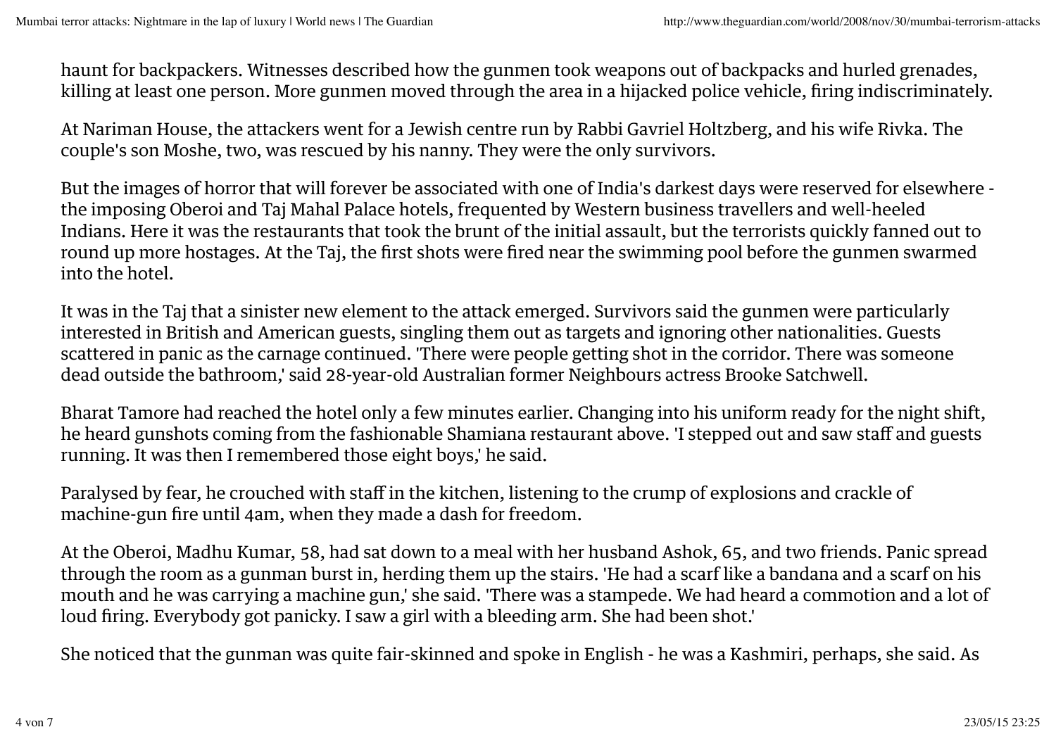haunt for backpackers. Witnesses described how the gunmen took weapons out of backpacks and hurled grenades, killing at least one person. More gunmen moved through the area in a hijacked police vehicle, firing indiscriminately.

At Nariman House, the attackers went for a Jewish centre run by Rabbi Gavriel Holtzberg, and his wife Rivka. The couple's son Moshe, two, was rescued by his nanny. They were the only survivors.

But the images of horror that will forever be associated with one of India's darkest days were reserved for elsewhere - the imposing Oberoi and Taj Mahal Palace hotels, frequented by Western business travellers and well-heeled Indians. Here it was the restaurants that took the brunt of the initial assault, but the terrorists quickly fanned out to round up more hostages. At the Taj, the first shots were fired near the swimming pool before the gunmen swarmed into the hotel.

It was in the Taj that a sinister new element to the attack emerged. Survivors said the gunmen were particularly interested in British and American guests, singling them out as targets and ignoring other nationalities. Guests scattered in panic as the carnage continued. 'There were people getting shot in the corridor. There was someone dead outside the bathroom,' said 28-year-old Australian former Neighbours actress Brooke Satchwell.

Bharat Tamore had reached the hotel only a few minutes earlier. Changing into his uniform ready for the night shift, he heard gunshots coming from the fashionable Shamiana restaurant above. 'I stepped out and saw staff and guests running. It was then I remembered those eight boys,' he said.

Paralysed by fear, he crouched with staff in the kitchen, listening to the crump of explosions and crackle of machine-gun fire until 4am, when they made a dash for freedom.

At the Oberoi, Madhu Kumar, 58, had sat down to a meal with her husband Ashok, 65, and two friends. Panic spread through the room as a gunman burst in, herding them up the stairs. 'He had a scarf like a bandana and a scarf on his mouth and he was carrying a machine gun,' she said. 'There was a stampede. We had heard a commotion and a lot of loud firing. Everybody got panicky. I saw a girl with a bleeding arm. She had been shot.'

She noticed that the gunman was quite fair-skinned and spoke in English - he was a Kashmiri, perhaps, she said. As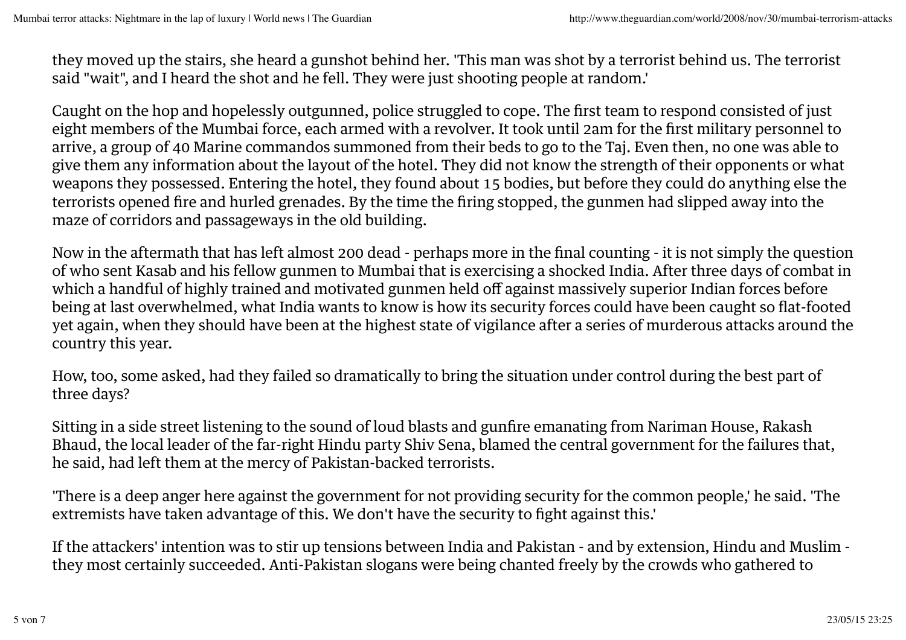they moved up the stairs, she heard a gunshot behind her. 'This man was shot by a terrorist behind us. The terrorist said "wait", and I heard the shot and he fell. They were just shooting people at random.'

Caught on the hop and hopelessly outgunned, police struggled to cope. The first team to respond consisted of just eight members of the Mumbai force, each armed with a revolver. It took until 2am for the first military personnel to arrive, a group of 40 Marine commandos summoned from their beds to go to the Taj. Even then, no one was able to give them any information about the layout of the hotel. They did not know the strength of their opponents or what weapons they possessed. Entering the hotel, they found about 15 bodies, but before they could do anything else the terrorists opened fire and hurled grenades. By the time the firing stopped, the gunmen had slipped away into the maze of corridors and passageways in the old building.

Now in the aftermath that has left almost 200 dead - perhaps more in the final counting - it is not simply the question of who sent Kasab and his fellow gunmen to Mumbai that is exercising a shocked India. After three days of combat in which a handful of highly trained and motivated gunmen held off against massively superior Indian forces before being at last overwhelmed, what India wants to know is how its security forces could have been caught so flat-footed yet again, when they should have been at the highest state of vigilance after a series of murderous attacks around the country this year.

How, too, some asked, had they failed so dramatically to bring the situation under control during the best part of three days?

Sitting in a side street listening to the sound of loud blasts and gunfire emanating from Nariman House, Rakash Bhaud, the local leader of the far-right Hindu party Shiv Sena, blamed the central government for the failures that, he said, had left them at the mercy of Pakistan-backed terrorists.

'There is a deep anger here against the government for not providing security for the common people,' he said. 'The extremists have taken advantage of this. We don't have the security to fight against this.'

If the attackers' intention was to stir up tensions between India and Pakistan - and by extension, Hindu and Muslim - they most certainly succeeded. Anti-Pakistan slogans were being chanted freely by the crowds who gathered to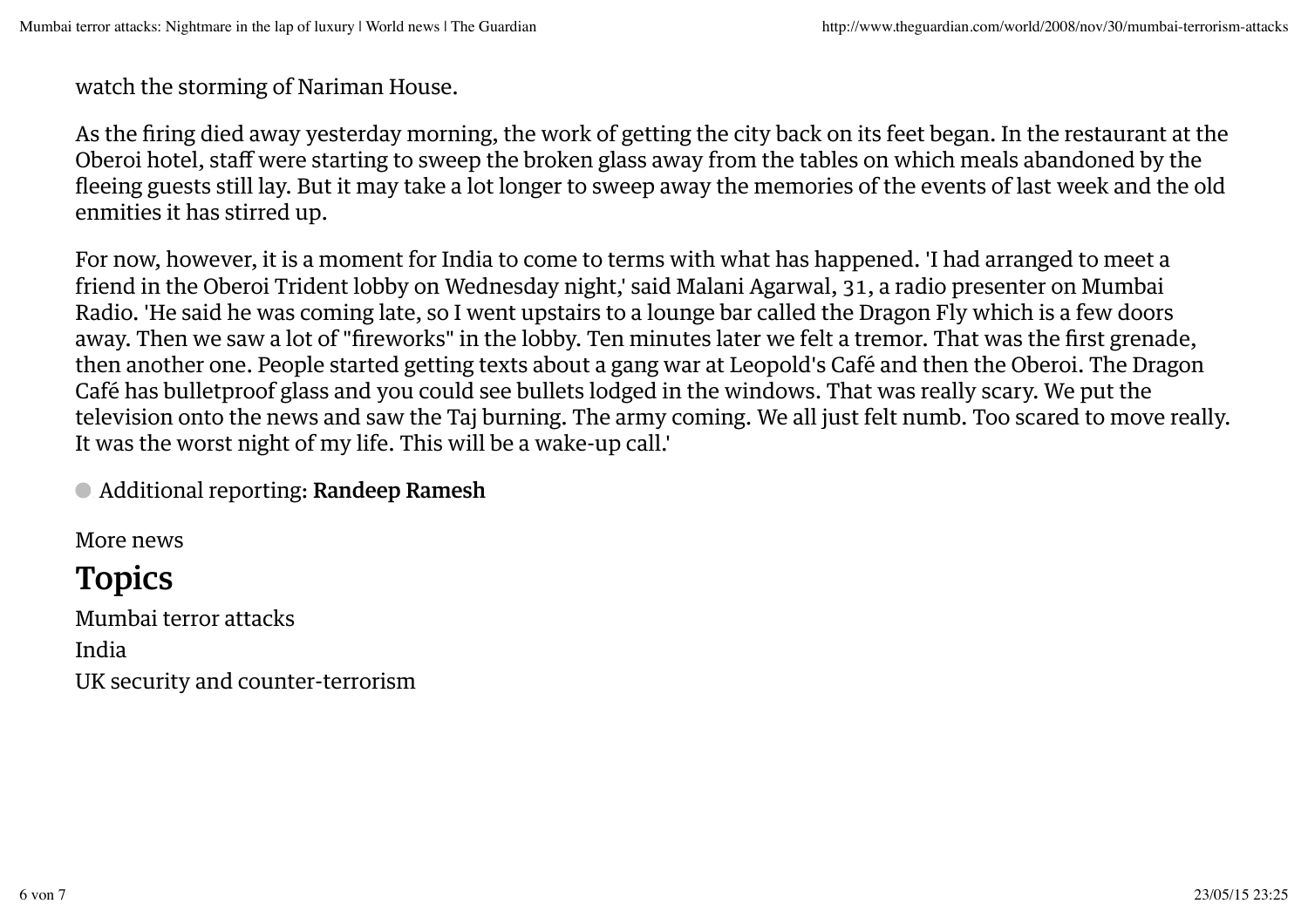watch the storming of Nariman House.

As the firing died away yesterday morning, the work of getting the city back on its feet began. In the restaurant at the Oberoi hotel, staff were starting to sweep the broken glass away from the tables on which meals abandoned by the fleeing guests still lay. But it may take a lot longer to sweep away the memories of the events of last week and the old enmities it has stirred up.

For now, however, it is a moment for India to come to terms with what has happened. 'I had arranged to meet a friend in the Oberoi Trident lobby on Wednesday night,' said Malani Agarwal, 31, a radio presenter on Mumbai Radio. 'He said he was coming late, so I went upstairs to a lounge bar called the Dragon Fly which is a few doors away. Then we saw a lot of "fireworks" in the lobby. Ten minutes later we felt a tremor. That was the first grenade, then another one. People started getting texts about a gang war at Leopold's Café and then the Oberoi. The Dragon Café has bulletproof glass and you could see bullets lodged in the windows. That was really scary. We put the television onto the news and saw the Taj burning. The army coming. We all just felt numb. Too scared to move really. It was the worst night of my life. This will be a wake-up call.'

- Additional reporting: **Randeep Ramesh**

More news

## Topics

Mumbai terror attacks

India

UK security and counter-terrorism